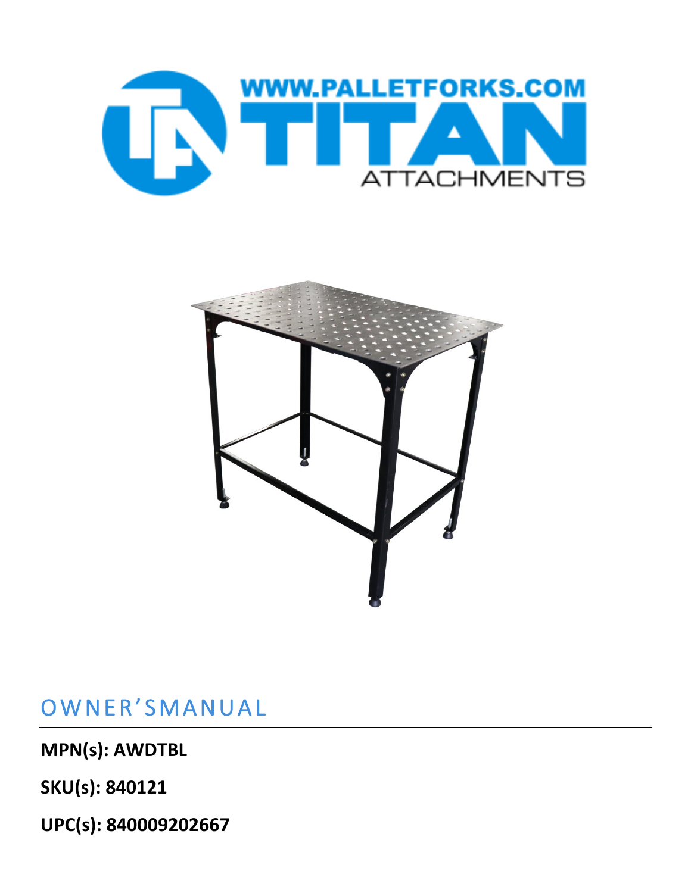WWW.PALLETFORKS.COM

TITAN ATTACHMENTS

# OWNER'SMANUAL

**MPN(s): AWDTBL**

**SKU(s): 840121**

**UPC(s): 840009202667**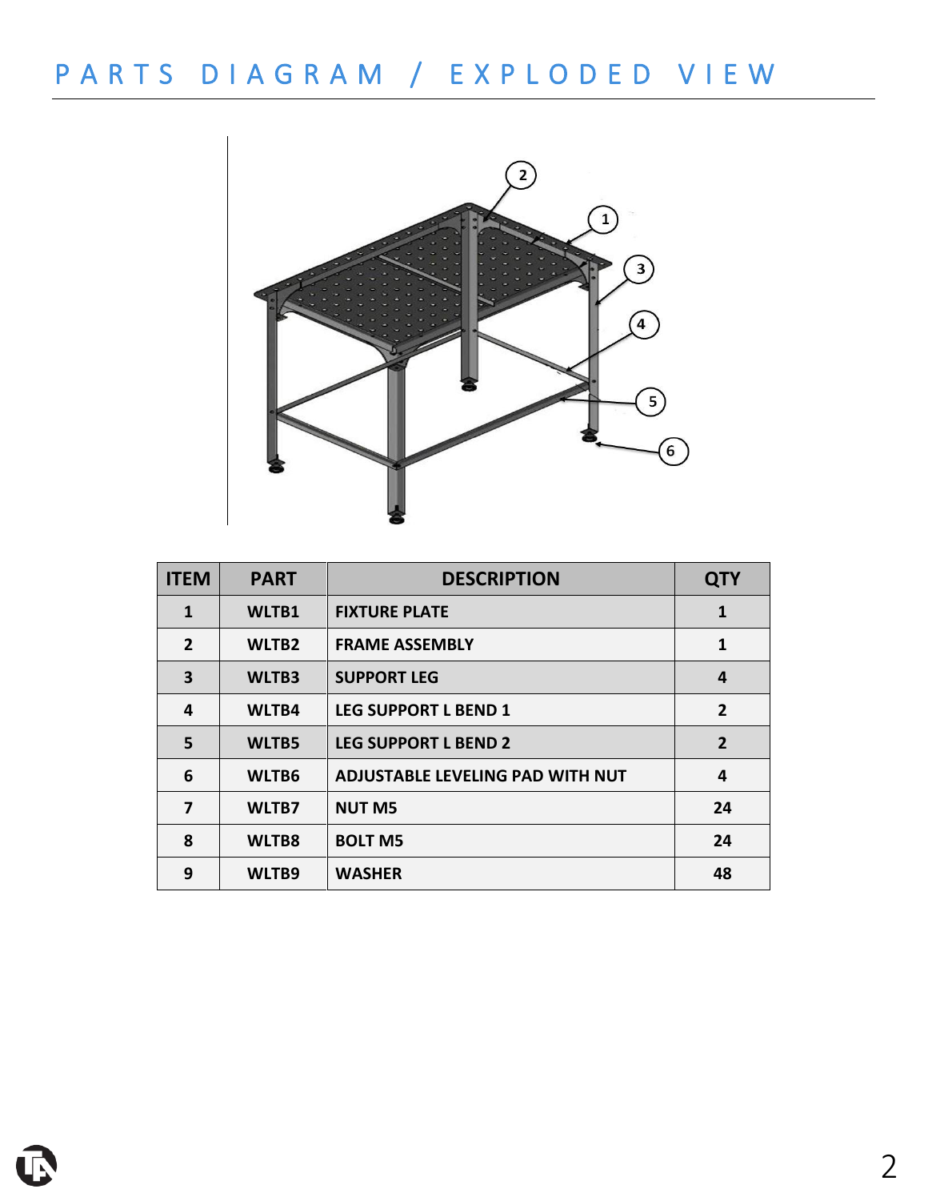# PARTS DIAGRAM / EXPLODED VIEW

| ITEM | PART | DESCRIPTION | QTY |
|---|---|---|---|
| 1 | WLTB1 | FIXTURE PLATE | 1 |
| 2 | WLTB2 | FRAME ASSEMBLY | 1 |
| 3 | WLTB3 | SUPPORT LEG | 4 |
| 4 | WLTB4 | LEG SUPPORT L BEND 1 | 2 |
| 5 | WLTB5 | LEG SUPPORT L BEND 2 | 2 |
| 6 | WLTB6 | ADJUSTABLE LEVELING PAD WITH NUT | 4 |
| 7 | WLTB7 | NUT M5 | 24 |
| 8 | WLTB8 | BOLT M5 | 24 |
| 9 | WLTB9 | WASHER | 48 |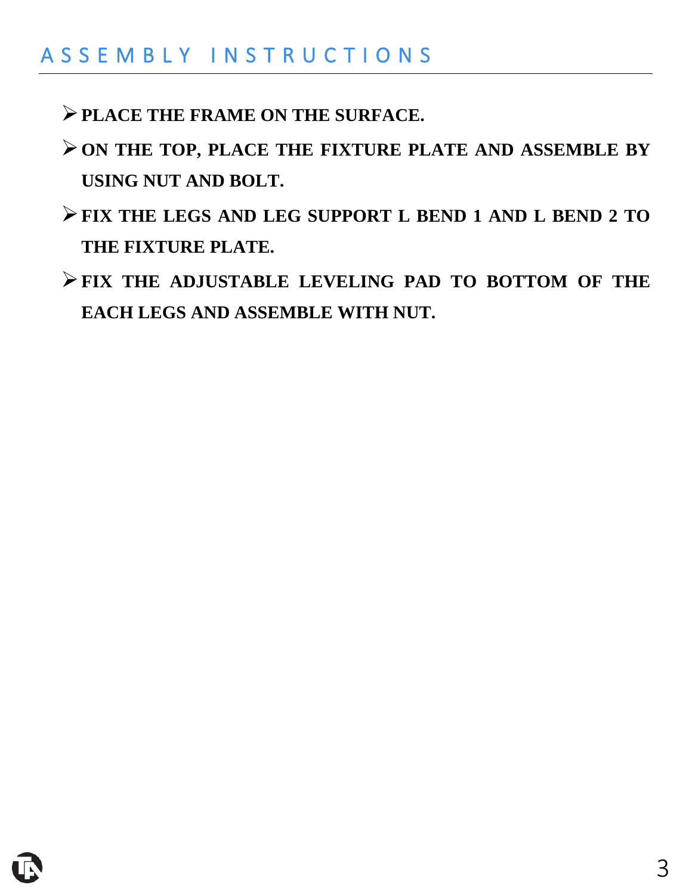# ASSEMBLY INSTRUCTIONS

- **PLACE THE FRAME ON THE SURFACE.**
- **ON THE TOP, PLACE THE FIXTURE PLATE AND ASSEMBLE BY USING NUT AND BOLT.**
- **FIX THE LEGS AND LEG SUPPORT L BEND 1 AND L BEND 2 TO THE FIXTURE PLATE.**
- **FIX THE ADJUSTABLE LEVELING PAD TO BOTTOM OF THE EACH LEGS AND ASSEMBLE WITH NUT.**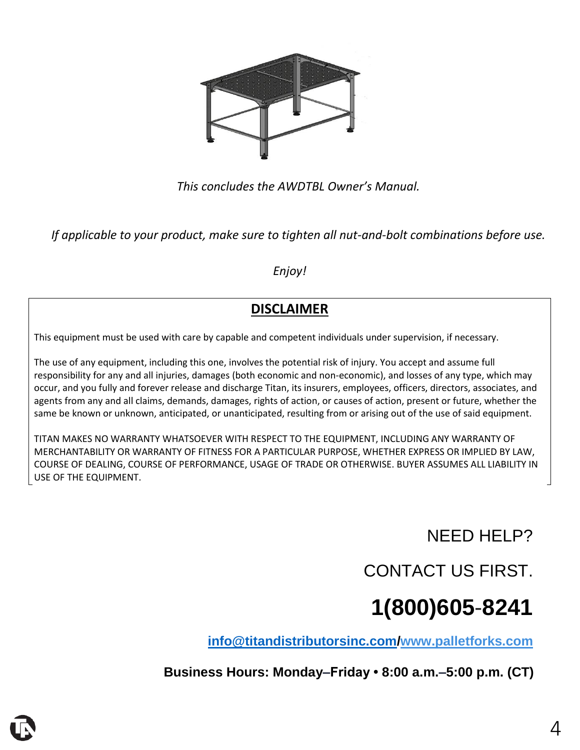*This concludes the AWDTBL Owner's Manual.*

*If applicable to your product, make sure to tighten all nut-and-bolt combinations before use.*

*Enjoy!*

## DISCLAIMER

This equipment must be used with care by capable and competent individuals under supervision, if necessary.

The use of any equipment, including this one, involves the potential risk of injury. You accept and assume full responsibility for any and all injuries, damages (both economic and non-economic), and losses of any type, which may occur, and you fully and forever release and discharge Titan, its insurers, employees, officers, directors, associates, and agents from any and all claims, demands, damages, rights of action, or causes of action, present or future, whether the same be known or unknown, anticipated, or unanticipated, resulting from or arising out of the use of said equipment.

TITAN MAKES NO WARRANTY WHATSOEVER WITH RESPECT TO THE EQUIPMENT, INCLUDING ANY WARRANTY OF MERCHANTABILITY OR WARRANTY OF FITNESS FOR A PARTICULAR PURPOSE, WHETHER EXPRESS OR IMPLIED BY LAW, COURSE OF DEALING, COURSE OF PERFORMANCE, USAGE OF TRADE OR OTHERWISE. BUYER ASSUMES ALL LIABILITY IN USE OF THE EQUIPMENT.

NEED HELP?

CONTACT US FIRST.

**1(800)605-8241**

**info@titandistributorsinc.com/www.palletforks.com**

**Business Hours: Monday–Friday • 8:00 a.m.–5:00 p.m. (CT)**